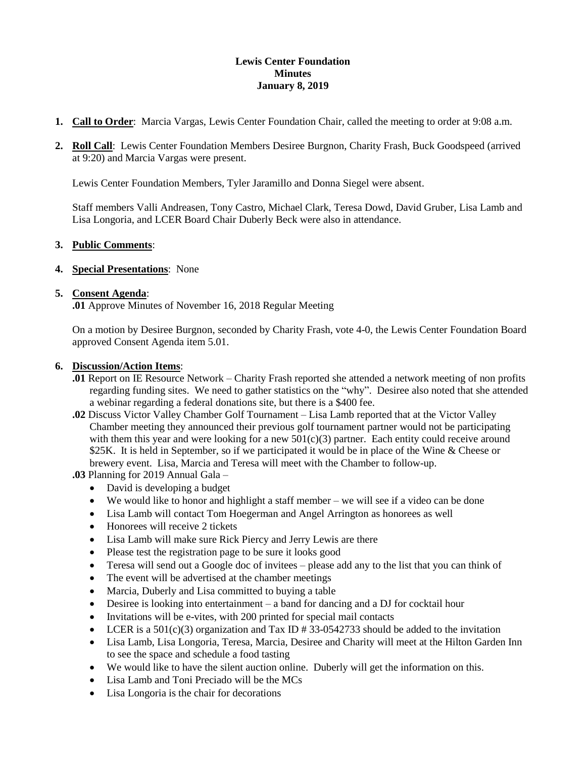**Lewis Center Foundation**
**Minutes**
**January 8, 2019**

1. **Call to Order**: Marcia Vargas, Lewis Center Foundation Chair, called the meeting to order at 9:08 a.m.

2. **Roll Call**: Lewis Center Foundation Members Desiree Burgnon, Charity Frash, Buck Goodspeed (arrived at 9:20) and Marcia Vargas were present.

   Lewis Center Foundation Members, Tyler Jaramillo and Donna Siegel were absent.

   Staff members Valli Andreasen, Tony Castro, Michael Clark, Teresa Dowd, David Gruber, Lisa Lamb and Lisa Longoria, and LCER Board Chair Duberly Beck were also in attendance.

3. **Public Comments**:

4. **Special Presentations**: None

5. **Consent Agenda**:
   **.01** Approve Minutes of November 16, 2018 Regular Meeting

   On a motion by Desiree Burgnon, seconded by Charity Frash, vote 4-0, the Lewis Center Foundation Board approved Consent Agenda item 5.01.

6. **Discussion/Action Items**:
   **.01** Report on IE Resource Network – Charity Frash reported she attended a network meeting of non profits regarding funding sites. We need to gather statistics on the "why". Desiree also noted that she attended a webinar regarding a federal donations site, but there is a $400 fee.
   **.02** Discuss Victor Valley Chamber Golf Tournament – Lisa Lamb reported that at the Victor Valley Chamber meeting they announced their previous golf tournament partner would not be participating with them this year and were looking for a new 501(c)(3) partner. Each entity could receive around $25K. It is held in September, so if we participated it would be in place of the Wine & Cheese or brewery event. Lisa, Marcia and Teresa will meet with the Chamber to follow-up.
   **.03** Planning for 2019 Annual Gala –
   - David is developing a budget
   - We would like to honor and highlight a staff member – we will see if a video can be done
   - Lisa Lamb will contact Tom Hoegerman and Angel Arrington as honorees as well
   - Honorees will receive 2 tickets
   - Lisa Lamb will make sure Rick Piercy and Jerry Lewis are there
   - Please test the registration page to be sure it looks good
   - Teresa will send out a Google doc of invitees – please add any to the list that you can think of
   - The event will be advertised at the chamber meetings
   - Marcia, Duberly and Lisa committed to buying a table
   - Desiree is looking into entertainment – a band for dancing and a DJ for cocktail hour
   - Invitations will be e-vites, with 200 printed for special mail contacts
   - LCER is a 501(c)(3) organization and Tax ID # 33-0542733 should be added to the invitation
   - Lisa Lamb, Lisa Longoria, Teresa, Marcia, Desiree and Charity will meet at the Hilton Garden Inn to see the space and schedule a food tasting
   - We would like to have the silent auction online. Duberly will get the information on this.
   - Lisa Lamb and Toni Preciado will be the MCs
   - Lisa Longoria is the chair for decorations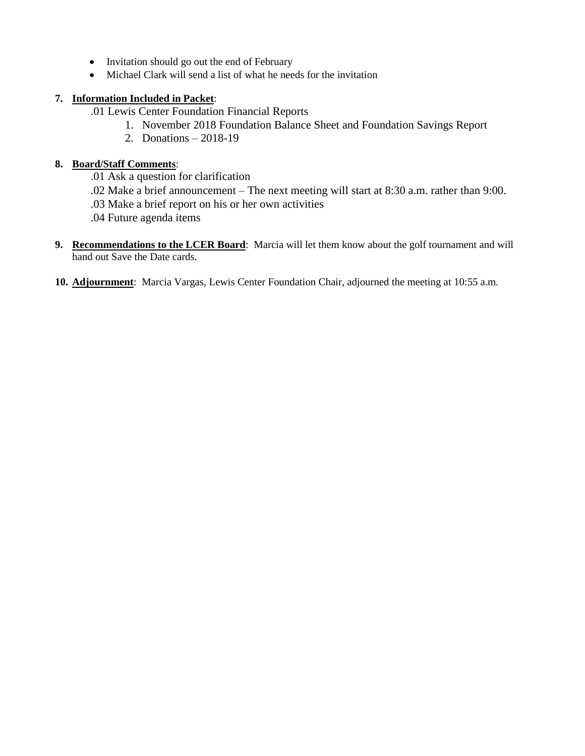- Invitation should go out the end of February
- Michael Clark will send a list of what he needs for the invitation

**7. <u>Information Included in Packet</u>**:

.01 Lewis Center Foundation Financial Reports

1. November 2018 Foundation Balance Sheet and Foundation Savings Report
2. Donations – 2018-19

**8. <u>Board/Staff Comments</u>**:

.01 Ask a question for clarification

.02 Make a brief announcement – The next meeting will start at 8:30 a.m. rather than 9:00.

.03 Make a brief report on his or her own activities

.04 Future agenda items

**9. <u>Recommendations to the LCER Board</u>**: Marcia will let them know about the golf tournament and will hand out Save the Date cards.

**10. <u>Adjournment</u>**: Marcia Vargas, Lewis Center Foundation Chair, adjourned the meeting at 10:55 a.m.